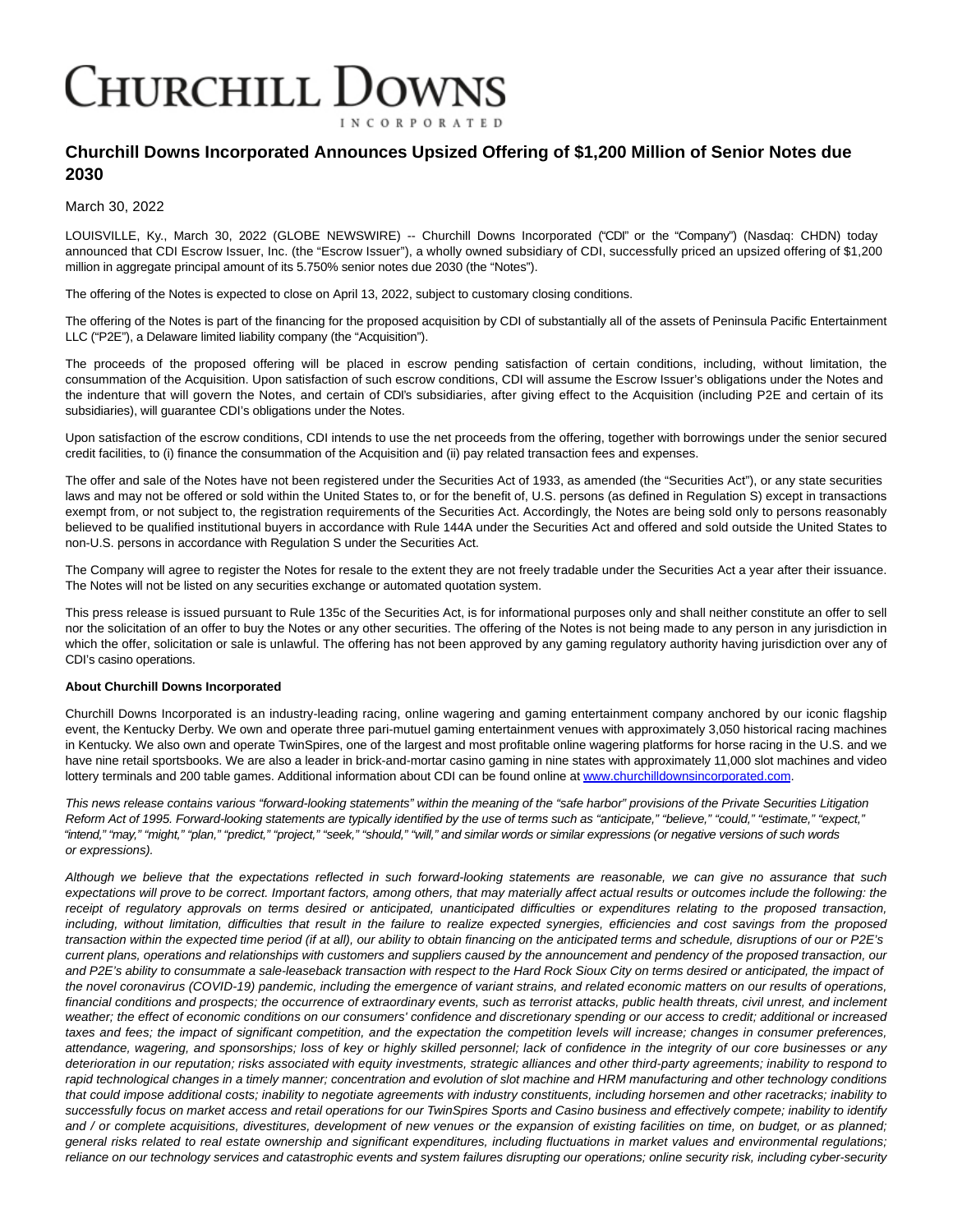# CHURCHILL DOWNS

INCORPORATED

## Churchill Downs Incorporated Announces Upsized Offering of $1,200 Million of Senior Notes due 2030

March 30, 2022

LOUISVILLE, Ky., March 30, 2022 (GLOBE NEWSWIRE) -- Churchill Downs Incorporated ("CDI" or the "Company") (Nasdaq: CHDN) today announced that CDI Escrow Issuer, Inc. (the "Escrow Issuer"), a wholly owned subsidiary of CDI, successfully priced an upsized offering of $1,200 million in aggregate principal amount of its 5.750% senior notes due 2030 (the "Notes").

The offering of the Notes is expected to close on April 13, 2022, subject to customary closing conditions.

The offering of the Notes is part of the financing for the proposed acquisition by CDI of substantially all of the assets of Peninsula Pacific Entertainment LLC ("P2E"), a Delaware limited liability company (the "Acquisition").

The proceeds of the proposed offering will be placed in escrow pending satisfaction of certain conditions, including, without limitation, the consummation of the Acquisition. Upon satisfaction of such escrow conditions, CDI will assume the Escrow Issuer's obligations under the Notes and the indenture that will govern the Notes, and certain of CDI's subsidiaries, after giving effect to the Acquisition (including P2E and certain of its subsidiaries), will guarantee CDI's obligations under the Notes.

Upon satisfaction of the escrow conditions, CDI intends to use the net proceeds from the offering, together with borrowings under the senior secured credit facilities, to (i) finance the consummation of the Acquisition and (ii) pay related transaction fees and expenses.

The offer and sale of the Notes have not been registered under the Securities Act of 1933, as amended (the "Securities Act"), or any state securities laws and may not be offered or sold within the United States to, or for the benefit of, U.S. persons (as defined in Regulation S) except in transactions exempt from, or not subject to, the registration requirements of the Securities Act. Accordingly, the Notes are being sold only to persons reasonably believed to be qualified institutional buyers in accordance with Rule 144A under the Securities Act and offered and sold outside the United States to non-U.S. persons in accordance with Regulation S under the Securities Act.

The Company will agree to register the Notes for resale to the extent they are not freely tradable under the Securities Act a year after their issuance. The Notes will not be listed on any securities exchange or automated quotation system.

This press release is issued pursuant to Rule 135c of the Securities Act, is for informational purposes only and shall neither constitute an offer to sell nor the solicitation of an offer to buy the Notes or any other securities. The offering of the Notes is not being made to any person in any jurisdiction in which the offer, solicitation or sale is unlawful. The offering has not been approved by any gaming regulatory authority having jurisdiction over any of CDI's casino operations.

**About Churchill Downs Incorporated**

Churchill Downs Incorporated is an industry-leading racing, online wagering and gaming entertainment company anchored by our iconic flagship event, the Kentucky Derby. We own and operate three pari-mutuel gaming entertainment venues with approximately 3,050 historical racing machines in Kentucky. We also own and operate TwinSpires, one of the largest and most profitable online wagering platforms for horse racing in the U.S. and we have nine retail sportsbooks. We are also a leader in brick-and-mortar casino gaming in nine states with approximately 11,000 slot machines and video lottery terminals and 200 table games. Additional information about CDI can be found online at www.churchilldownsincorporated.com.

*This news release contains various "forward-looking statements" within the meaning of the "safe harbor" provisions of the Private Securities Litigation Reform Act of 1995. Forward-looking statements are typically identified by the use of terms such as "anticipate," "believe," "could," "estimate," "expect," "intend," "may," "might," "plan," "predict," "project," "seek," "should," "will," and similar words or similar expressions (or negative versions of such words or expressions).*

*Although we believe that the expectations reflected in such forward-looking statements are reasonable, we can give no assurance that such expectations will prove to be correct. Important factors, among others, that may materially affect actual results or outcomes include the following: the receipt of regulatory approvals on terms desired or anticipated, unanticipated difficulties or expenditures relating to the proposed transaction, including, without limitation, difficulties that result in the failure to realize expected synergies, efficiencies and cost savings from the proposed transaction within the expected time period (if at all), our ability to obtain financing on the anticipated terms and schedule, disruptions of our or P2E's current plans, operations and relationships with customers and suppliers caused by the announcement and pendency of the proposed transaction, our and P2E's ability to consummate a sale-leaseback transaction with respect to the Hard Rock Sioux City on terms desired or anticipated, the impact of the novel coronavirus (COVID-19) pandemic, including the emergence of variant strains, and related economic matters on our results of operations, financial conditions and prospects; the occurrence of extraordinary events, such as terrorist attacks, public health threats, civil unrest, and inclement weather; the effect of economic conditions on our consumers' confidence and discretionary spending or our access to credit; additional or increased taxes and fees; the impact of significant competition, and the expectation the competition levels will increase; changes in consumer preferences, attendance, wagering, and sponsorships; loss of key or highly skilled personnel; lack of confidence in the integrity of our core businesses or any deterioration in our reputation; risks associated with equity investments, strategic alliances and other third-party agreements; inability to respond to rapid technological changes in a timely manner; concentration and evolution of slot machine and HRM manufacturing and other technology conditions that could impose additional costs; inability to negotiate agreements with industry constituents, including horsemen and other racetracks; inability to successfully focus on market access and retail operations for our TwinSpires Sports and Casino business and effectively compete; inability to identify and / or complete acquisitions, divestitures, development of new venues or the expansion of existing facilities on time, on budget, or as planned; general risks related to real estate ownership and significant expenditures, including fluctuations in market values and environmental regulations; reliance on our technology services and catastrophic events and system failures disrupting our operations; online security risk, including cyber-security*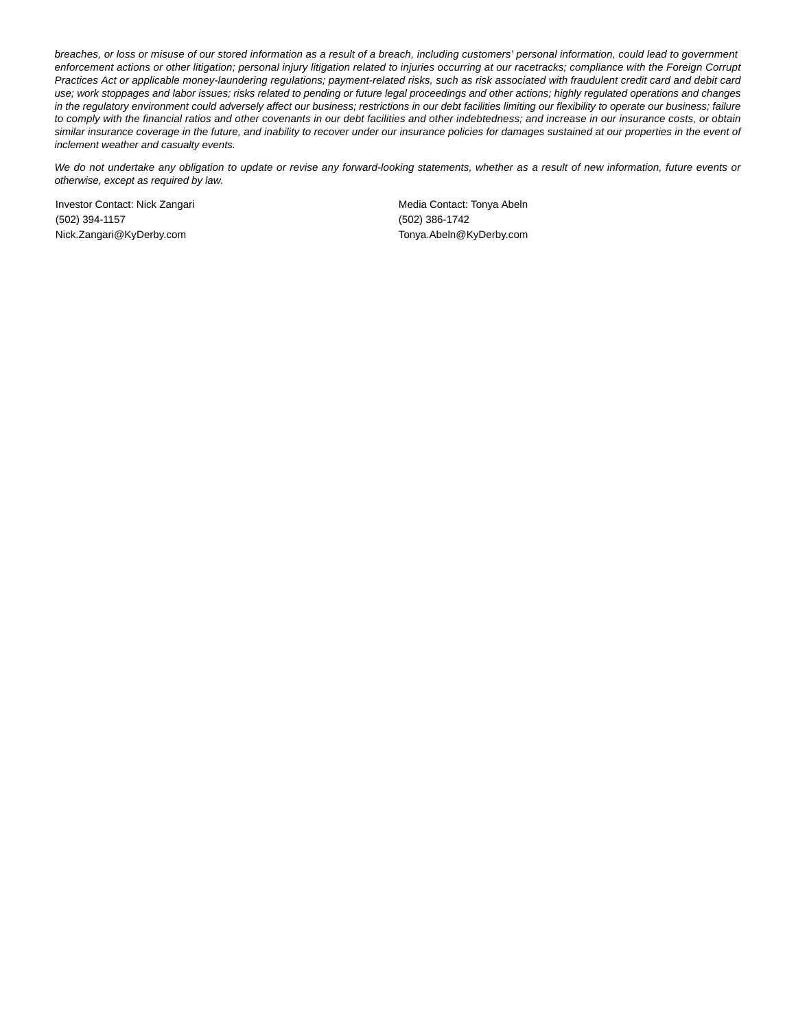*breaches, or loss or misuse of our stored information as a result of a breach, including customers' personal information, could lead to government enforcement actions or other litigation; personal injury litigation related to injuries occurring at our racetracks; compliance with the Foreign Corrupt Practices Act or applicable money-laundering regulations; payment-related risks, such as risk associated with fraudulent credit card and debit card use; work stoppages and labor issues; risks related to pending or future legal proceedings and other actions; highly regulated operations and changes in the regulatory environment could adversely affect our business; restrictions in our debt facilities limiting our flexibility to operate our business; failure to comply with the financial ratios and other covenants in our debt facilities and other indebtedness; and increase in our insurance costs, or obtain similar insurance coverage in the future, and inability to recover under our insurance policies for damages sustained at our properties in the event of inclement weather and casualty events.*

*We do not undertake any obligation to update or revise any forward-looking statements, whether as a result of new information, future events or otherwise, except as required by law.*

| | |
|---|---|
| Investor Contact: Nick Zangari | Media Contact: Tonya Abeln |
| (502) 394-1157 | (502) 386-1742 |
| Nick.Zangari@KyDerby.com | Tonya.Abeln@KyDerby.com |